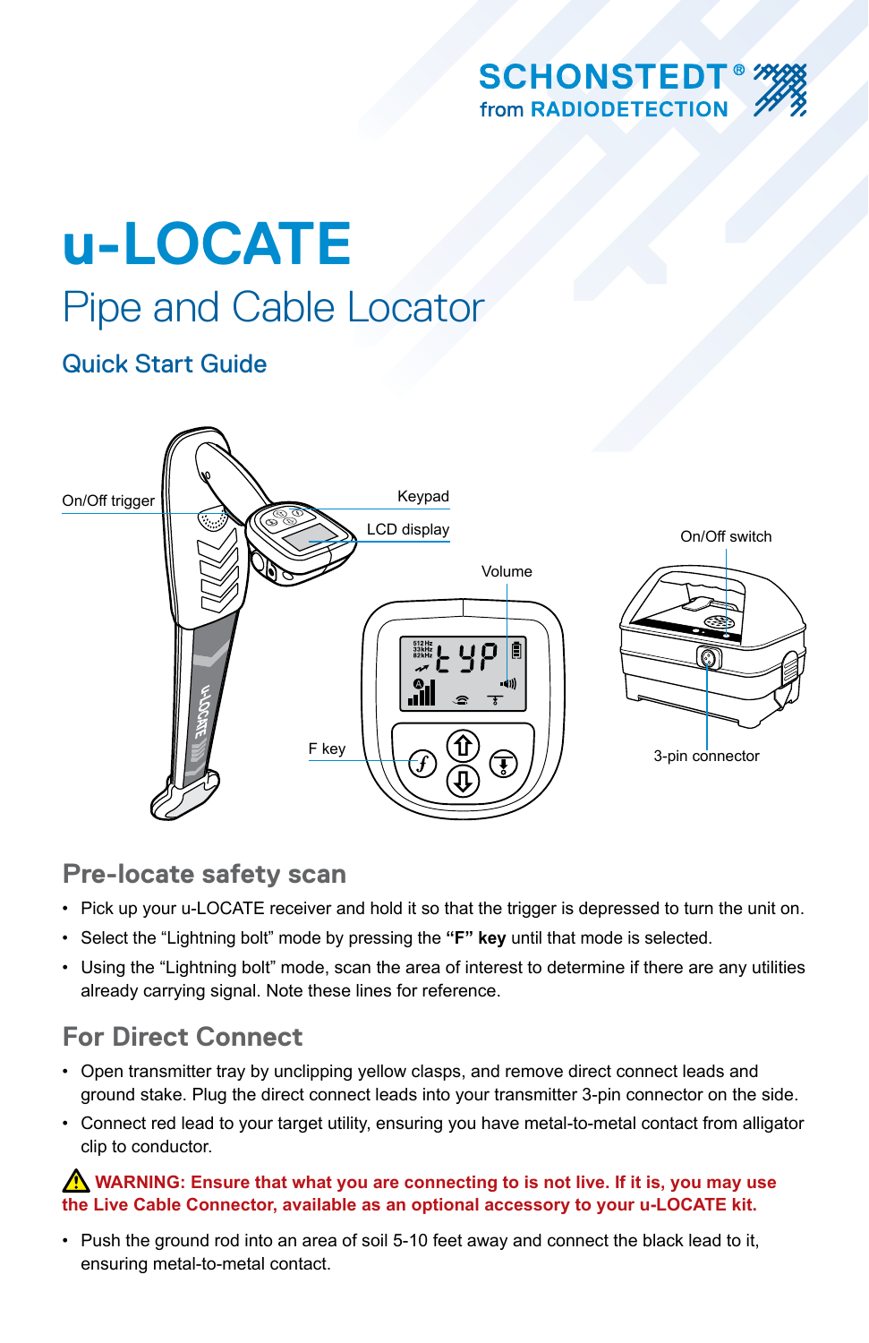SCHONSTEDT®
from RADIODETECTION

# u-LOCATE

## Pipe and Cable Locator

### Quick Start Guide

On/Off trigger

Keypad

LCD display

Volume

On/Off switch

F key

3-pin connector

## Pre-locate safety scan

- Pick up your u-LOCATE receiver and hold it so that the trigger is depressed to turn the unit on.
- Select the “Lightning bolt” mode by pressing the **“F” key** until that mode is selected.
- Using the “Lightning bolt” mode, scan the area of interest to determine if there are any utilities already carrying signal. Note these lines for reference.

## For Direct Connect

- Open transmitter tray by unclipping yellow clasps, and remove direct connect leads and ground stake. Plug the direct connect leads into your transmitter 3-pin connector on the side.
- Connect red lead to your target utility, ensuring you have metal-to-metal contact from alligator clip to conductor.

**⚠ WARNING: Ensure that what you are connecting to is not live. If it is, you may use the Live Cable Connector, available as an optional accessory to your u-LOCATE kit.**

- Push the ground rod into an area of soil 5-10 feet away and connect the black lead to it, ensuring metal-to-metal contact.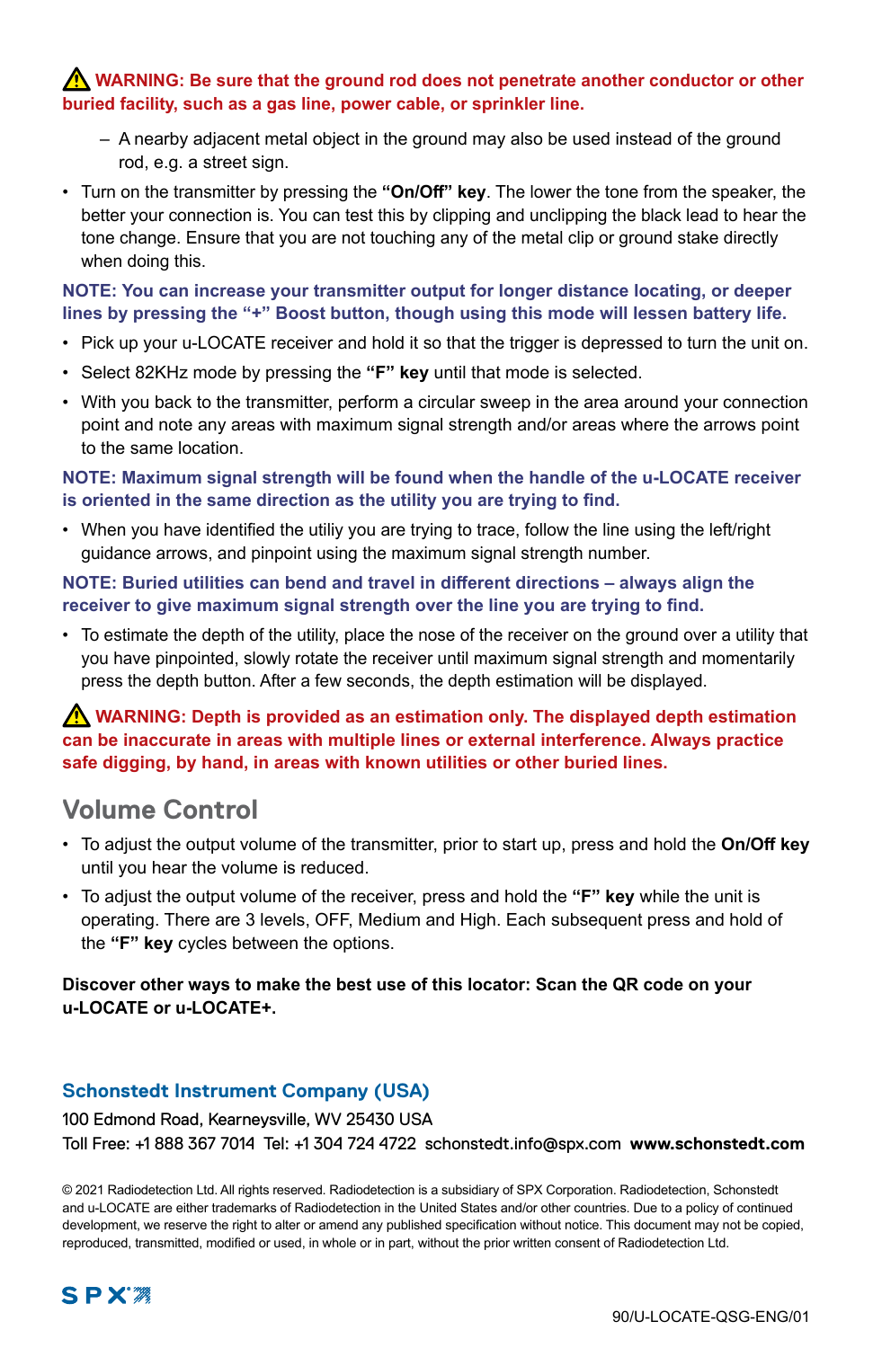⚠ **WARNING: Be sure that the ground rod does not penetrate another conductor or other buried facility, such as a gas line, power cable, or sprinkler line.**

  - A nearby adjacent metal object in the ground may also be used instead of the ground rod, e.g. a street sign.

- Turn on the transmitter by pressing the **"On/Off" key**. The lower the tone from the speaker, the better your connection is. You can test this by clipping and unclipping the black lead to hear the tone change. Ensure that you are not touching any of the metal clip or ground stake directly when doing this.

**NOTE: You can increase your transmitter output for longer distance locating, or deeper lines by pressing the "+" Boost button, though using this mode will lessen battery life.**

- Pick up your u-LOCATE receiver and hold it so that the trigger is depressed to turn the unit on.
- Select 82KHz mode by pressing the **"F" key** until that mode is selected.
- With you back to the transmitter, perform a circular sweep in the area around your connection point and note any areas with maximum signal strength and/or areas where the arrows point to the same location.

**NOTE: Maximum signal strength will be found when the handle of the u-LOCATE receiver is oriented in the same direction as the utility you are trying to find.**

- When you have identified the utiliy you are trying to trace, follow the line using the left/right guidance arrows, and pinpoint using the maximum signal strength number.

**NOTE: Buried utilities can bend and travel in different directions – always align the receiver to give maximum signal strength over the line you are trying to find.**

- To estimate the depth of the utility, place the nose of the receiver on the ground over a utility that you have pinpointed, slowly rotate the receiver until maximum signal strength and momentarily press the depth button. After a few seconds, the depth estimation will be displayed.

⚠ **WARNING: Depth is provided as an estimation only. The displayed depth estimation can be inaccurate in areas with multiple lines or external interference. Always practice safe digging, by hand, in areas with known utilities or other buried lines.**

## Volume Control

- To adjust the output volume of the transmitter, prior to start up, press and hold the **On/Off key** until you hear the volume is reduced.
- To adjust the output volume of the receiver, press and hold the **"F" key** while the unit is operating. There are 3 levels, OFF, Medium and High. Each subsequent press and hold of the **"F" key** cycles between the options.

**Discover other ways to make the best use of this locator: Scan the QR code on your u-LOCATE or u-LOCATE+.**

### Schonstedt Instrument Company (USA)

100 Edmond Road, Kearneysville, WV 25430 USA
Toll Free: +1 888 367 7014 Tel: +1 304 724 4722 schonstedt.info@spx.com **www.schonstedt.com**

© 2021 Radiodetection Ltd. All rights reserved. Radiodetection is a subsidiary of SPX Corporation. Radiodetection, Schonstedt and u-LOCATE are either trademarks of Radiodetection in the United States and/or other countries. Due to a policy of continued development, we reserve the right to alter or amend any published specification without notice. This document may not be copied, reproduced, transmitted, modified or used, in whole or in part, without the prior written consent of Radiodetection Ltd.

SPX

90/U-LOCATE-QSG-ENG/01